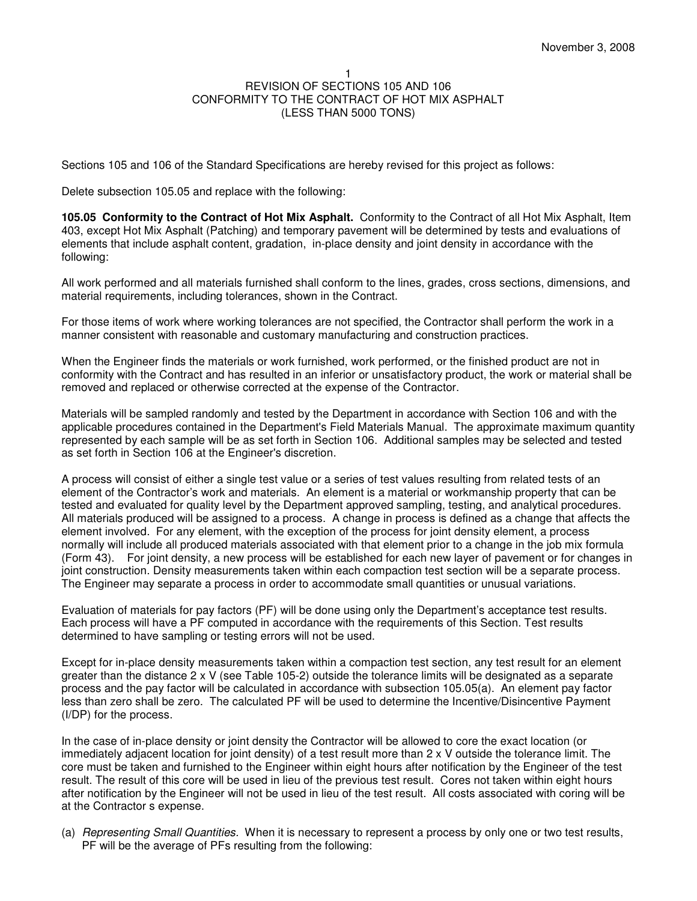November 3, 2008

# REVISION OF SECTIONS 105 AND 106
# CONFORMITY TO THE CONTRACT OF HOT MIX ASPHALT
# (LESS THAN 5000 TONS)

Sections 105 and 106 of the Standard Specifications are hereby revised for this project as follows:

Delete subsection 105.05 and replace with the following:

**105.05 Conformity to the Contract of Hot Mix Asphalt.** Conformity to the Contract of all Hot Mix Asphalt, Item 403, except Hot Mix Asphalt (Patching) and temporary pavement will be determined by tests and evaluations of elements that include asphalt content, gradation, in-place density and joint density in accordance with the following:

All work performed and all materials furnished shall conform to the lines, grades, cross sections, dimensions, and material requirements, including tolerances, shown in the Contract.

For those items of work where working tolerances are not specified, the Contractor shall perform the work in a manner consistent with reasonable and customary manufacturing and construction practices.

When the Engineer finds the materials or work furnished, work performed, or the finished product are not in conformity with the Contract and has resulted in an inferior or unsatisfactory product, the work or material shall be removed and replaced or otherwise corrected at the expense of the Contractor.

Materials will be sampled randomly and tested by the Department in accordance with Section 106 and with the applicable procedures contained in the Department's Field Materials Manual. The approximate maximum quantity represented by each sample will be as set forth in Section 106. Additional samples may be selected and tested as set forth in Section 106 at the Engineer's discretion.

A process will consist of either a single test value or a series of test values resulting from related tests of an element of the Contractor's work and materials. An element is a material or workmanship property that can be tested and evaluated for quality level by the Department approved sampling, testing, and analytical procedures. All materials produced will be assigned to a process. A change in process is defined as a change that affects the element involved. For any element, with the exception of the process for joint density element, a process normally will include all produced materials associated with that element prior to a change in the job mix formula (Form 43). For joint density, a new process will be established for each new layer of pavement or for changes in joint construction. Density measurements taken within each compaction test section will be a separate process. The Engineer may separate a process in order to accommodate small quantities or unusual variations.

Evaluation of materials for pay factors (PF) will be done using only the Department's acceptance test results. Each process will have a PF computed in accordance with the requirements of this Section. Test results determined to have sampling or testing errors will not be used.

Except for in-place density measurements taken within a compaction test section, any test result for an element greater than the distance 2 x V (see Table 105-2) outside the tolerance limits will be designated as a separate process and the pay factor will be calculated in accordance with subsection 105.05(a). An element pay factor less than zero shall be zero. The calculated PF will be used to determine the Incentive/Disincentive Payment (I/DP) for the process.

In the case of in-place density or joint density the Contractor will be allowed to core the exact location (or immediately adjacent location for joint density) of a test result more than 2 x V outside the tolerance limit. The core must be taken and furnished to the Engineer within eight hours after notification by the Engineer of the test result. The result of this core will be used in lieu of the previous test result. Cores not taken within eight hours after notification by the Engineer will not be used in lieu of the test result. All costs associated with coring will be at the Contractor s expense.

(a) *Representing Small Quantities.* When it is necessary to represent a process by only one or two test results, PF will be the average of PFs resulting from the following: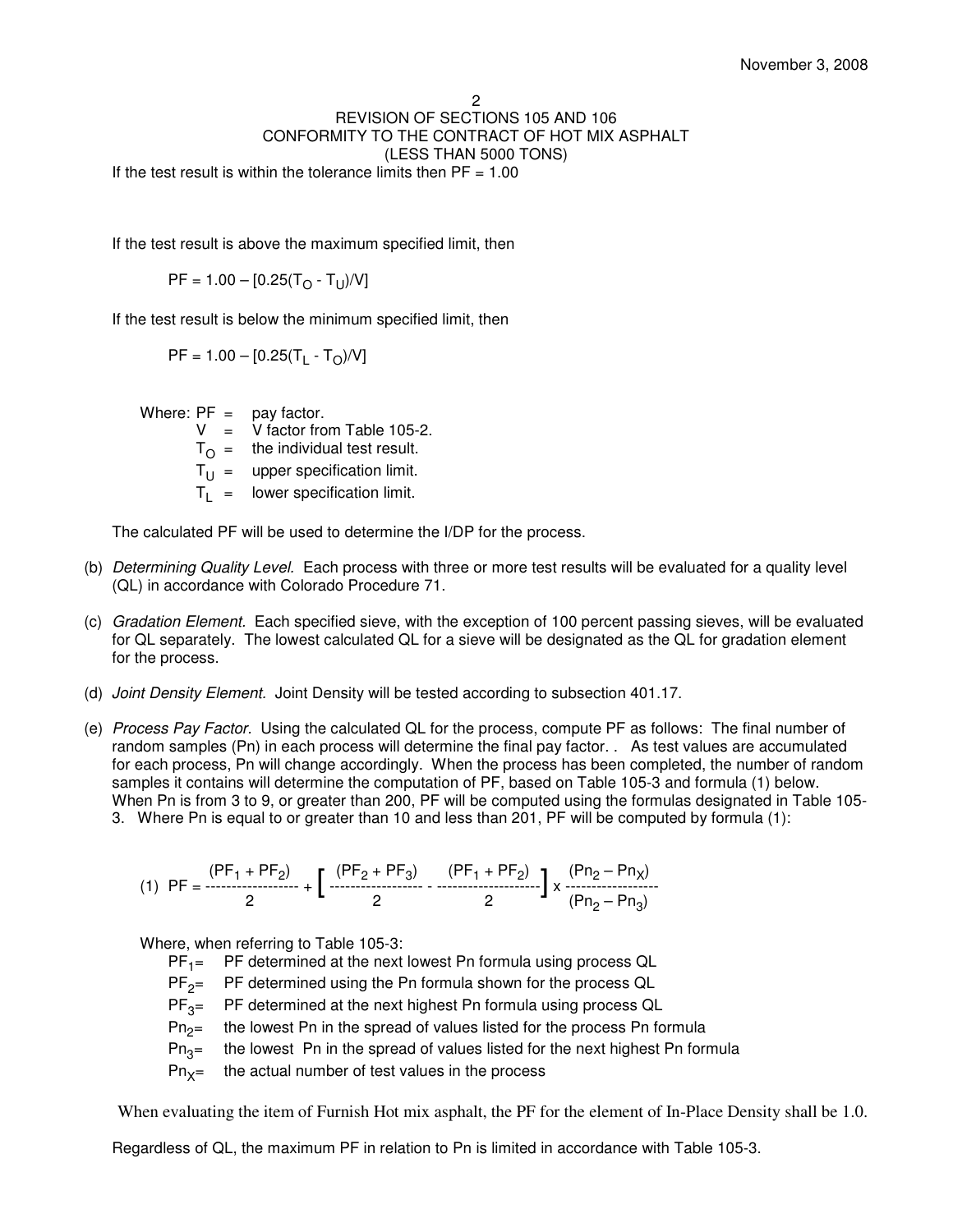## REVISION OF SECTIONS 105 AND 106
## CONFORMITY TO THE CONTRACT OF HOT MIX ASPHALT
## (LESS THAN 5000 TONS)

If the test result is within the tolerance limits then PF = 1.00

If the test result is above the maximum specified limit, then

$$PF = 1.00 - [0.25(T_O - T_U)/V]$$

If the test result is below the minimum specified limit, then

$$PF = 1.00 - [0.25(T_L - T_O)/V]$$

Where:
- PF = pay factor.
- V = V factor from Table 105-2.
- $T_O$ = the individual test result.
- $T_U$ = upper specification limit.
- $T_L$ = lower specification limit.

The calculated PF will be used to determine the I/DP for the process.

(b) *Determining Quality Level.* Each process with three or more test results will be evaluated for a quality level (QL) in accordance with Colorado Procedure 71.

(c) *Gradation Element.* Each specified sieve, with the exception of 100 percent passing sieves, will be evaluated for QL separately. The lowest calculated QL for a sieve will be designated as the QL for gradation element for the process.

(d) *Joint Density Element.* Joint Density will be tested according to subsection 401.17.

(e) *Process Pay Factor.* Using the calculated QL for the process, compute PF as follows: The final number of random samples (Pn) in each process will determine the final pay factor. . As test values are accumulated for each process, Pn will change accordingly. When the process has been completed, the number of random samples it contains will determine the computation of PF, based on Table 105-3 and formula (1) below. When Pn is from 3 to 9, or greater than 200, PF will be computed using the formulas designated in Table 105-3. Where Pn is equal to or greater than 10 and less than 201, PF will be computed by formula (1):

$$(1)\quad PF = \frac{(PF_1 + PF_2)}{2} + \left[ \frac{(PF_2 + PF_3)}{2} - \frac{(PF_1 + PF_2)}{2} \right] \times \frac{(Pn_2 - Pn_X)}{(Pn_2 - Pn_3)}$$

Where, when referring to Table 105-3:
- $PF_1$= PF determined at the next lowest Pn formula using process QL
- $PF_2$= PF determined using the Pn formula shown for the process QL
- $PF_3$= PF determined at the next highest Pn formula using process QL
- $Pn_2$= the lowest Pn in the spread of values listed for the process Pn formula
- $Pn_3$= the lowest Pn in the spread of values listed for the next highest Pn formula
- $Pn_X$= the actual number of test values in the process

When evaluating the item of Furnish Hot mix asphalt, the PF for the element of In-Place Density shall be 1.0.

Regardless of QL, the maximum PF in relation to Pn is limited in accordance with Table 105-3.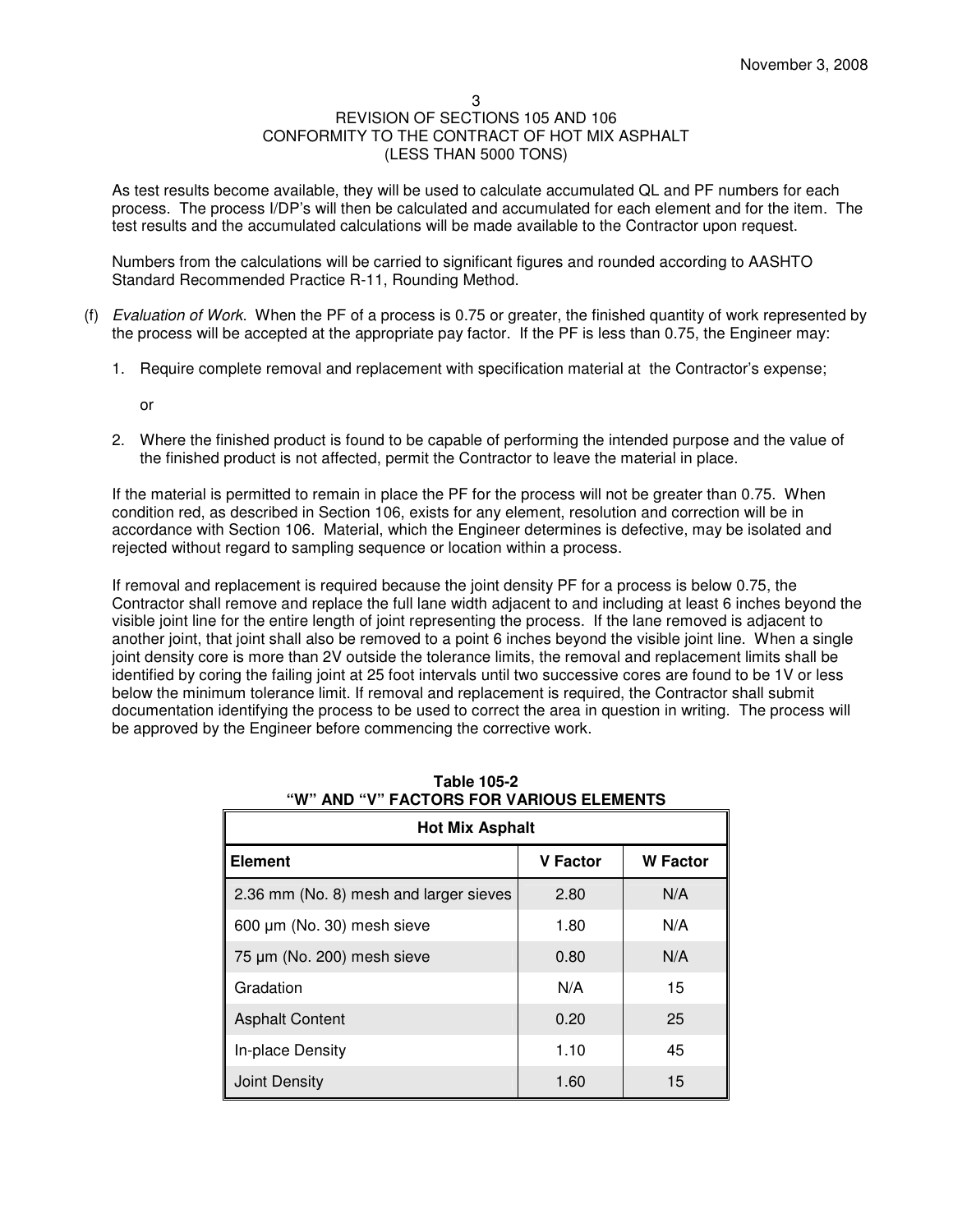As test results become available, they will be used to calculate accumulated QL and PF numbers for each process. The process I/DP's will then be calculated and accumulated for each element and for the item. The test results and the accumulated calculations will be made available to the Contractor upon request.

Numbers from the calculations will be carried to significant figures and rounded according to AASHTO Standard Recommended Practice R-11, Rounding Method.

(f) *Evaluation of Work.* When the PF of a process is 0.75 or greater, the finished quantity of work represented by the process will be accepted at the appropriate pay factor. If the PF is less than 0.75, the Engineer may:

1. Require complete removal and replacement with specification material at the Contractor's expense;

   or

2. Where the finished product is found to be capable of performing the intended purpose and the value of the finished product is not affected, permit the Contractor to leave the material in place.

If the material is permitted to remain in place the PF for the process will not be greater than 0.75. When condition red, as described in Section 106, exists for any element, resolution and correction will be in accordance with Section 106. Material, which the Engineer determines is defective, may be isolated and rejected without regard to sampling sequence or location within a process.

If removal and replacement is required because the joint density PF for a process is below 0.75, the Contractor shall remove and replace the full lane width adjacent to and including at least 6 inches beyond the visible joint line for the entire length of joint representing the process. If the lane removed is adjacent to another joint, that joint shall also be removed to a point 6 inches beyond the visible joint line. When a single joint density core is more than 2V outside the tolerance limits, the removal and replacement limits shall be identified by coring the failing joint at 25 foot intervals until two successive cores are found to be 1V or less below the minimum tolerance limit. If removal and replacement is required, the Contractor shall submit documentation identifying the process to be used to correct the area in question in writing. The process will be approved by the Engineer before commencing the corrective work.

**Table 105-2**
**"W" AND "V" FACTORS FOR VARIOUS ELEMENTS**

| Hot Mix Asphalt | | |
|---|---|---|
| **Element** | **V Factor** | **W Factor** |
| 2.36 mm (No. 8) mesh and larger sieves | 2.80 | N/A |
| 600 µm (No. 30) mesh sieve | 1.80 | N/A |
| 75 µm (No. 200) mesh sieve | 0.80 | N/A |
| Gradation | N/A | 15 |
| Asphalt Content | 0.20 | 25 |
| In-place Density | 1.10 | 45 |
| Joint Density | 1.60 | 15 |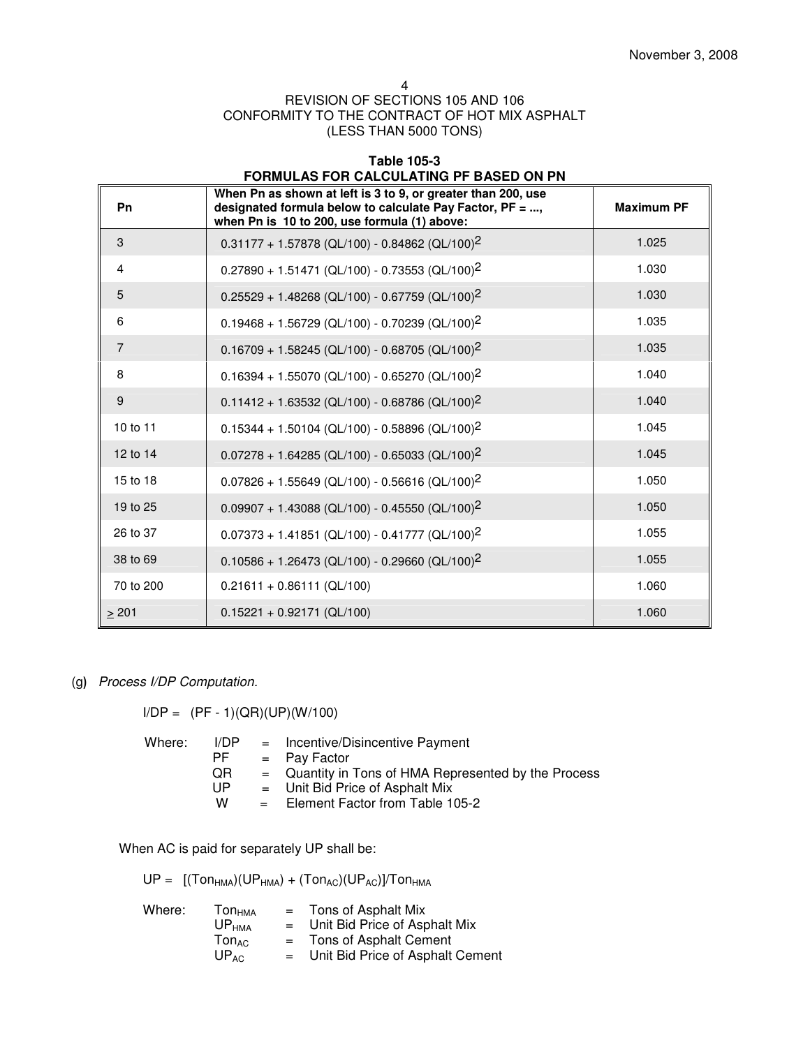REVISION OF SECTIONS 105 AND 106
CONFORMITY TO THE CONTRACT OF HOT MIX ASPHALT
(LESS THAN 5000 TONS)

**Table 105-3**
**FORMULAS FOR CALCULATING PF BASED ON PN**

| Pn | When Pn as shown at left is 3 to 9, or greater than 200, use designated formula below to calculate Pay Factor, PF = ..., when Pn is 10 to 200, use formula (1) above: | Maximum PF |
|---|---|---|
| 3 | $0.31177 + 1.57878 (QL/100) - 0.84862 (QL/100)^2$ | 1.025 |
| 4 | $0.27890 + 1.51471 (QL/100) - 0.73553 (QL/100)^2$ | 1.030 |
| 5 | $0.25529 + 1.48268 (QL/100) - 0.67759 (QL/100)^2$ | 1.030 |
| 6 | $0.19468 + 1.56729 (QL/100) - 0.70239 (QL/100)^2$ | 1.035 |
| 7 | $0.16709 + 1.58245 (QL/100) - 0.68705 (QL/100)^2$ | 1.035 |
| 8 | $0.16394 + 1.55070 (QL/100) - 0.65270 (QL/100)^2$ | 1.040 |
| 9 | $0.11412 + 1.63532 (QL/100) - 0.68786 (QL/100)^2$ | 1.040 |
| 10 to 11 | $0.15344 + 1.50104 (QL/100) - 0.58896 (QL/100)^2$ | 1.045 |
| 12 to 14 | $0.07278 + 1.64285 (QL/100) - 0.65033 (QL/100)^2$ | 1.045 |
| 15 to 18 | $0.07826 + 1.55649 (QL/100) - 0.56616 (QL/100)^2$ | 1.050 |
| 19 to 25 | $0.09907 + 1.43088 (QL/100) - 0.45550 (QL/100)^2$ | 1.050 |
| 26 to 37 | $0.07373 + 1.41851 (QL/100) - 0.41777 (QL/100)^2$ | 1.055 |
| 38 to 69 | $0.10586 + 1.26473 (QL/100) - 0.29660 (QL/100)^2$ | 1.055 |
| 70 to 200 | $0.21611 + 0.86111 (QL/100)$ | 1.060 |
| ≥ 201 | $0.15221 + 0.92171 (QL/100)$ | 1.060 |

(g) *Process I/DP Computation.*

$$I/DP = (PF - 1)(QR)(UP)(W/100)$$

Where:
- I/DP = Incentive/Disincentive Payment
- PF = Pay Factor
- QR = Quantity in Tons of HMA Represented by the Process
- UP = Unit Bid Price of Asphalt Mix
- W = Element Factor from Table 105-2

When AC is paid for separately UP shall be:

$$UP = [(Ton_{HMA})(UP_{HMA}) + (Ton_{AC})(UP_{AC})]/Ton_{HMA}$$

Where:
- $Ton_{HMA}$ = Tons of Asphalt Mix
- $UP_{HMA}$ = Unit Bid Price of Asphalt Mix
- $Ton_{AC}$ = Tons of Asphalt Cement
- $UP_{AC}$ = Unit Bid Price of Asphalt Cement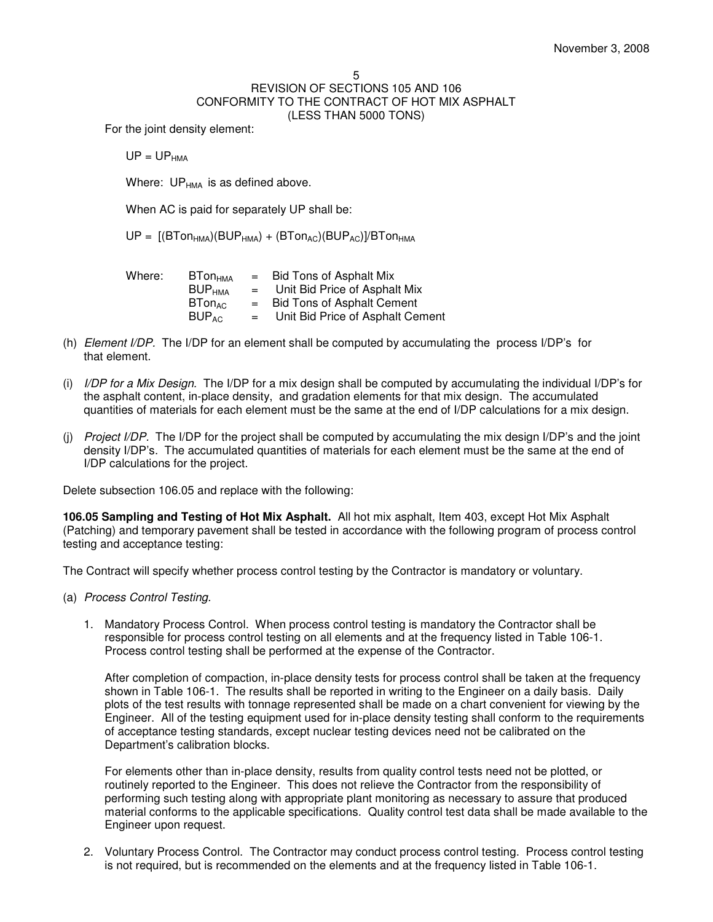For the joint density element:

$UP = UP_{HMA}$

Where: $UP_{HMA}$ is as defined above.

When AC is paid for separately UP shall be:

$$UP = [(BTon_{HMA})(BUP_{HMA}) + (BTon_{AC})(BUP_{AC})]/BTon_{HMA}$$

Where:
- $BTon_{HMA}$ = Bid Tons of Asphalt Mix
- $BUP_{HMA}$ = Unit Bid Price of Asphalt Mix
- $BTon_{AC}$ = Bid Tons of Asphalt Cement
- $BUP_{AC}$ = Unit Bid Price of Asphalt Cement

(h) *Element I/DP.* The I/DP for an element shall be computed by accumulating the process I/DP's for that element.

(i) *I/DP for a Mix Design.* The I/DP for a mix design shall be computed by accumulating the individual I/DP's for the asphalt content, in-place density, and gradation elements for that mix design. The accumulated quantities of materials for each element must be the same at the end of I/DP calculations for a mix design.

(j) *Project I/DP.* The I/DP for the project shall be computed by accumulating the mix design I/DP's and the joint density I/DP's. The accumulated quantities of materials for each element must be the same at the end of I/DP calculations for the project.

Delete subsection 106.05 and replace with the following:

**106.05 Sampling and Testing of Hot Mix Asphalt.** All hot mix asphalt, Item 403, except Hot Mix Asphalt (Patching) and temporary pavement shall be tested in accordance with the following program of process control testing and acceptance testing:

The Contract will specify whether process control testing by the Contractor is mandatory or voluntary.

(a) *Process Control Testing.*

1. Mandatory Process Control. When process control testing is mandatory the Contractor shall be responsible for process control testing on all elements and at the frequency listed in Table 106-1. Process control testing shall be performed at the expense of the Contractor.

   After completion of compaction, in-place density tests for process control shall be taken at the frequency shown in Table 106-1. The results shall be reported in writing to the Engineer on a daily basis. Daily plots of the test results with tonnage represented shall be made on a chart convenient for viewing by the Engineer. All of the testing equipment used for in-place density testing shall conform to the requirements of acceptance testing standards, except nuclear testing devices need not be calibrated on the Department's calibration blocks.

   For elements other than in-place density, results from quality control tests need not be plotted, or routinely reported to the Engineer. This does not relieve the Contractor from the responsibility of performing such testing along with appropriate plant monitoring as necessary to assure that produced material conforms to the applicable specifications. Quality control test data shall be made available to the Engineer upon request.

2. Voluntary Process Control. The Contractor may conduct process control testing. Process control testing is not required, but is recommended on the elements and at the frequency listed in Table 106-1.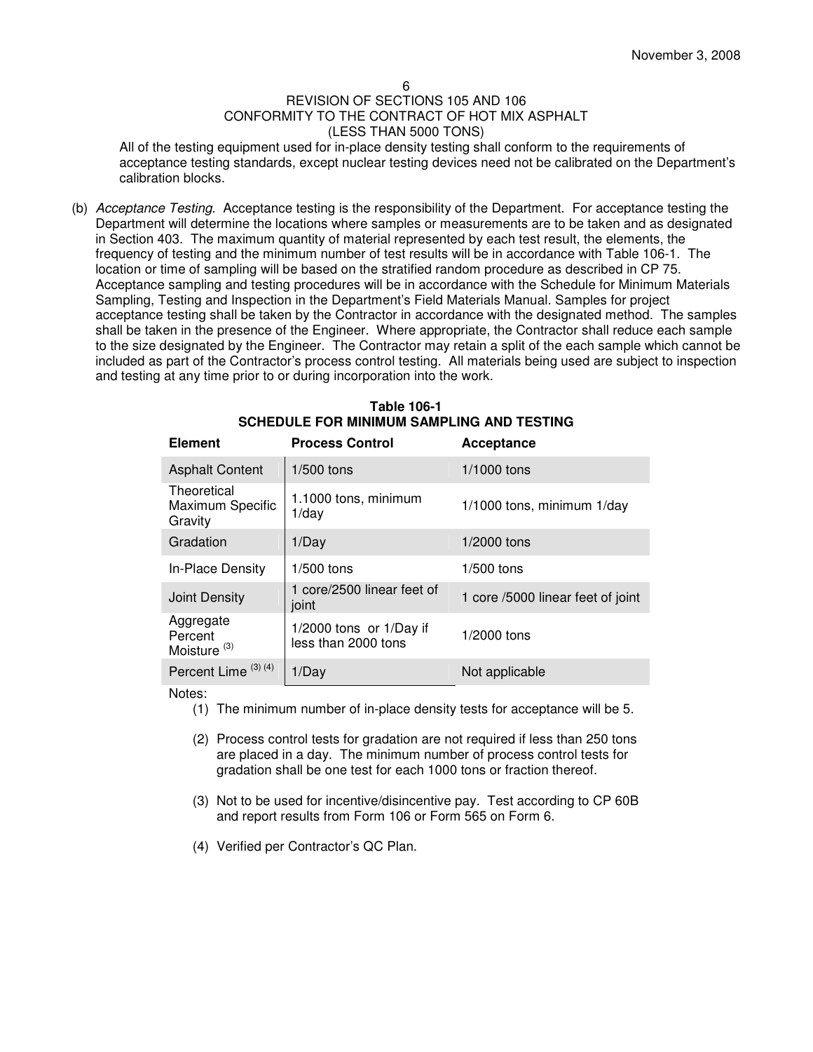All of the testing equipment used for in-place density testing shall conform to the requirements of acceptance testing standards, except nuclear testing devices need not be calibrated on the Department's calibration blocks.

(b) *Acceptance Testing*. Acceptance testing is the responsibility of the Department. For acceptance testing the Department will determine the locations where samples or measurements are to be taken and as designated in Section 403. The maximum quantity of material represented by each test result, the elements, the frequency of testing and the minimum number of test results will be in accordance with Table 106-1. The location or time of sampling will be based on the stratified random procedure as described in CP 75. Acceptance sampling and testing procedures will be in accordance with the Schedule for Minimum Materials Sampling, Testing and Inspection in the Department's Field Materials Manual. Samples for project acceptance testing shall be taken by the Contractor in accordance with the designated method. The samples shall be taken in the presence of the Engineer. Where appropriate, the Contractor shall reduce each sample to the size designated by the Engineer. The Contractor may retain a split of the each sample which cannot be included as part of the Contractor's process control testing. All materials being used are subject to inspection and testing at any time prior to or during incorporation into the work.

**Table 106-1**
**SCHEDULE FOR MINIMUM SAMPLING AND TESTING**

| Element | Process Control | Acceptance |
|---|---|---|
| Asphalt Content | 1/500 tons | 1/1000 tons |
| Theoretical Maximum Specific Gravity | 1.1000 tons, minimum 1/day | 1/1000 tons, minimum 1/day |
| Gradation | 1/Day | 1/2000 tons |
| In-Place Density | 1/500 tons | 1/500 tons |
| Joint Density | 1 core/2500 linear feet of joint | 1 core /5000 linear feet of joint |
| Aggregate Percent Moisture (3) | 1/2000 tons or 1/Day if less than 2000 tons | 1/2000 tons |
| Percent Lime (3) (4) | 1/Day | Not applicable |

Notes:

(1) The minimum number of in-place density tests for acceptance will be 5.

(2) Process control tests for gradation are not required if less than 250 tons are placed in a day. The minimum number of process control tests for gradation shall be one test for each 1000 tons or fraction thereof.

(3) Not to be used for incentive/disincentive pay. Test according to CP 60B and report results from Form 106 or Form 565 on Form 6.

(4) Verified per Contractor's QC Plan.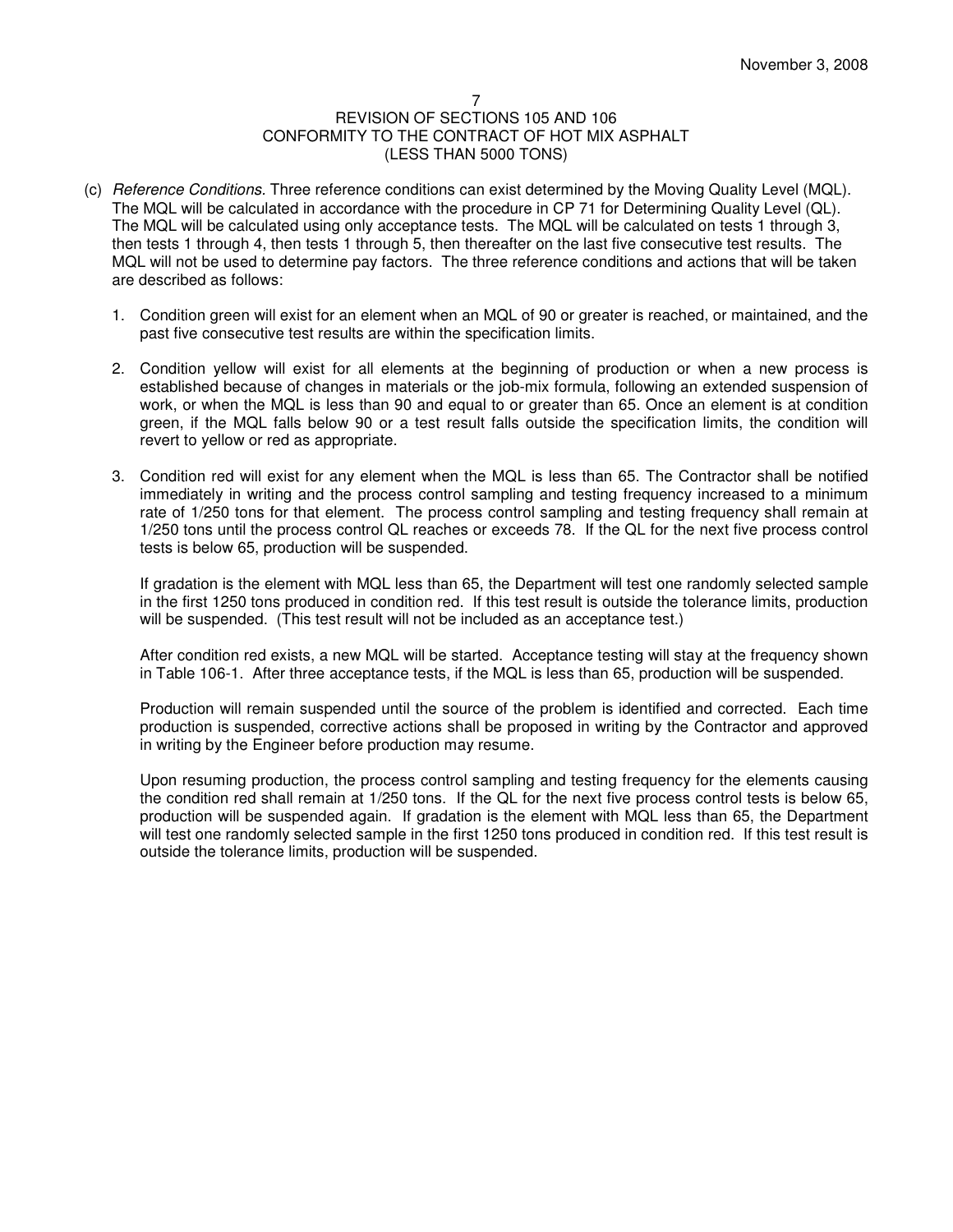# REVISION OF SECTIONS 105 AND 106
# CONFORMITY TO THE CONTRACT OF HOT MIX ASPHALT
# (LESS THAN 5000 TONS)

(c) *Reference Conditions.* Three reference conditions can exist determined by the Moving Quality Level (MQL). The MQL will be calculated in accordance with the procedure in CP 71 for Determining Quality Level (QL). The MQL will be calculated using only acceptance tests. The MQL will be calculated on tests 1 through 3, then tests 1 through 4, then tests 1 through 5, then thereafter on the last five consecutive test results. The MQL will not be used to determine pay factors. The three reference conditions and actions that will be taken are described as follows:

1. Condition green will exist for an element when an MQL of 90 or greater is reached, or maintained, and the past five consecutive test results are within the specification limits.

2. Condition yellow will exist for all elements at the beginning of production or when a new process is established because of changes in materials or the job-mix formula, following an extended suspension of work, or when the MQL is less than 90 and equal to or greater than 65. Once an element is at condition green, if the MQL falls below 90 or a test result falls outside the specification limits, the condition will revert to yellow or red as appropriate.

3. Condition red will exist for any element when the MQL is less than 65. The Contractor shall be notified immediately in writing and the process control sampling and testing frequency increased to a minimum rate of 1/250 tons for that element. The process control sampling and testing frequency shall remain at 1/250 tons until the process control QL reaches or exceeds 78. If the QL for the next five process control tests is below 65, production will be suspended.

   If gradation is the element with MQL less than 65, the Department will test one randomly selected sample in the first 1250 tons produced in condition red. If this test result is outside the tolerance limits, production will be suspended. (This test result will not be included as an acceptance test.)

   After condition red exists, a new MQL will be started. Acceptance testing will stay at the frequency shown in Table 106-1. After three acceptance tests, if the MQL is less than 65, production will be suspended.

   Production will remain suspended until the source of the problem is identified and corrected. Each time production is suspended, corrective actions shall be proposed in writing by the Contractor and approved in writing by the Engineer before production may resume.

   Upon resuming production, the process control sampling and testing frequency for the elements causing the condition red shall remain at 1/250 tons. If the QL for the next five process control tests is below 65, production will be suspended again. If gradation is the element with MQL less than 65, the Department will test one randomly selected sample in the first 1250 tons produced in condition red. If this test result is outside the tolerance limits, production will be suspended.